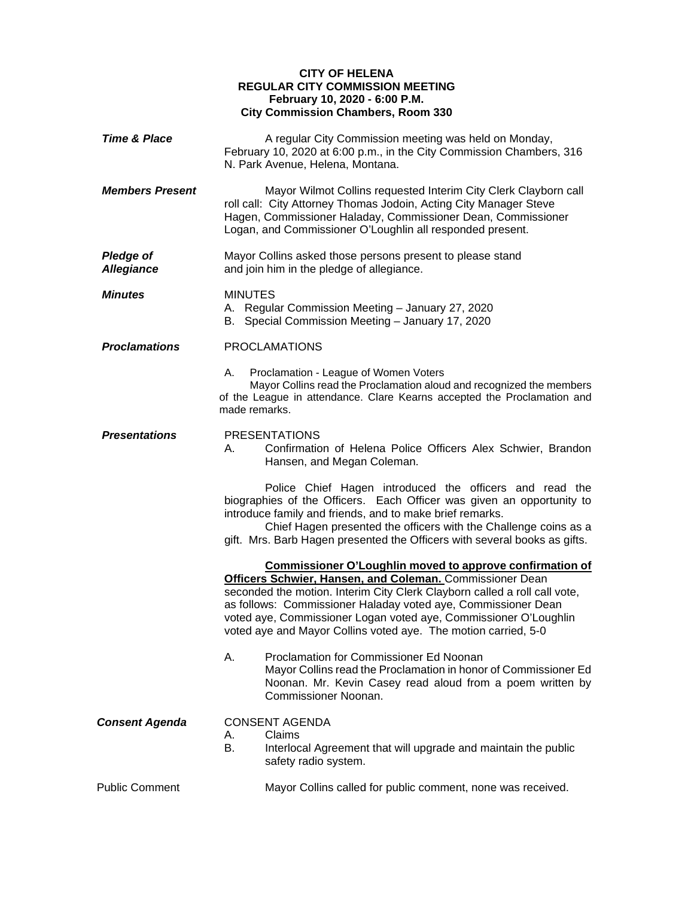**CITY OF HELENA**
**REGULAR CITY COMMISSION MEETING**
**February 10, 2020 - 6:00 P.M.**
**City Commission Chambers, Room 330**

***Time & Place***

A regular City Commission meeting was held on Monday, February 10, 2020 at 6:00 p.m., in the City Commission Chambers, 316 N. Park Avenue, Helena, Montana.

***Members Present***

Mayor Wilmot Collins requested Interim City Clerk Clayborn call roll call: City Attorney Thomas Jodoin, Acting City Manager Steve Hagen, Commissioner Haladay, Commissioner Dean, Commissioner Logan, and Commissioner O'Loughlin all responded present.

***Pledge of Allegiance***

Mayor Collins asked those persons present to please stand and join him in the pledge of allegiance.

***Minutes***

MINUTES

A. Regular Commission Meeting – January 27, 2020
B. Special Commission Meeting – January 17, 2020

***Proclamations***

PROCLAMATIONS

A. Proclamation - League of Women Voters

Mayor Collins read the Proclamation aloud and recognized the members of the League in attendance. Clare Kearns accepted the Proclamation and made remarks.

***Presentations***

PRESENTATIONS

A. Confirmation of Helena Police Officers Alex Schwier, Brandon Hansen, and Megan Coleman.

Police Chief Hagen introduced the officers and read the biographies of the Officers. Each Officer was given an opportunity to introduce family and friends, and to make brief remarks.

Chief Hagen presented the officers with the Challenge coins as a gift. Mrs. Barb Hagen presented the Officers with several books as gifts.

**Commissioner O'Loughlin moved to approve confirmation of Officers Schwier, Hansen, and Coleman.** Commissioner Dean seconded the motion. Interim City Clerk Clayborn called a roll call vote, as follows: Commissioner Haladay voted aye, Commissioner Dean voted aye, Commissioner Logan voted aye, Commissioner O'Loughlin voted aye and Mayor Collins voted aye. The motion carried, 5-0

A. Proclamation for Commissioner Ed Noonan

Mayor Collins read the Proclamation in honor of Commissioner Ed Noonan. Mr. Kevin Casey read aloud from a poem written by Commissioner Noonan.

***Consent Agenda***

CONSENT AGENDA

A. Claims
B. Interlocal Agreement that will upgrade and maintain the public safety radio system.

Public Comment

Mayor Collins called for public comment, none was received.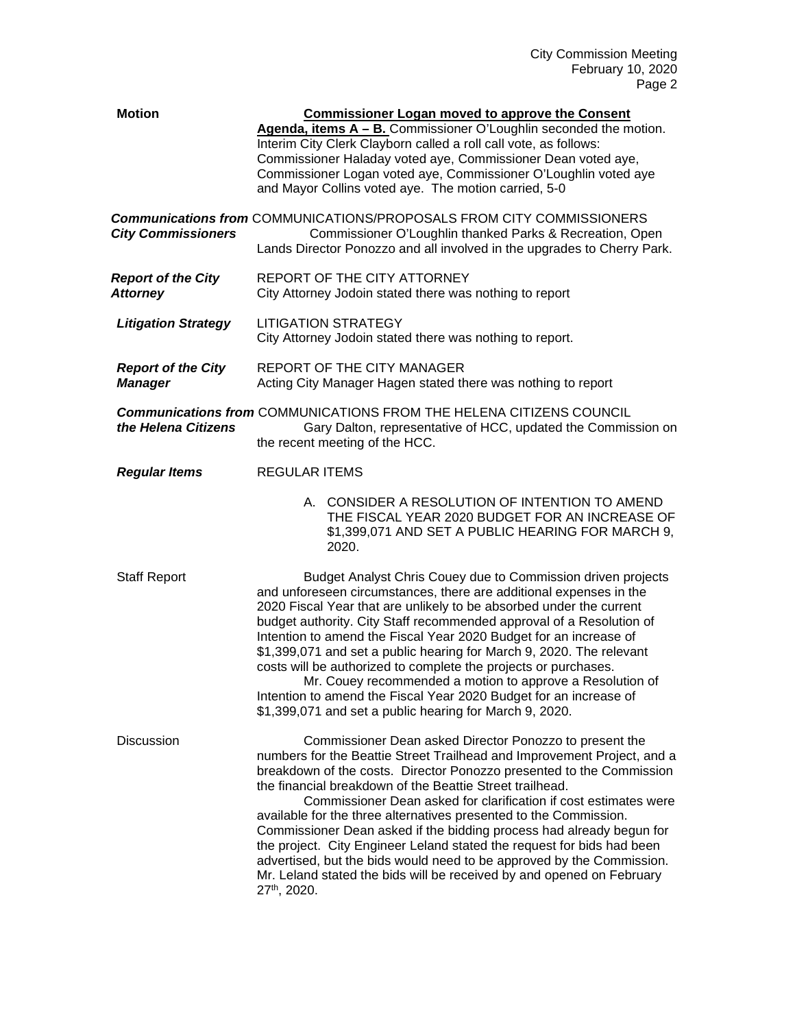**Motion** — **Commissioner Logan moved to approve the Consent Agenda, items A – B.** Commissioner O'Loughlin seconded the motion. Interim City Clerk Clayborn called a roll call vote, as follows: Commissioner Haladay voted aye, Commissioner Dean voted aye, Commissioner Logan voted aye, Commissioner O'Loughlin voted aye and Mayor Collins voted aye. The motion carried, 5-0

***Communications from City Commissioners***

COMMUNICATIONS/PROPOSALS FROM CITY COMMISSIONERS

Commissioner O'Loughlin thanked Parks & Recreation, Open Lands Director Ponozzo and all involved in the upgrades to Cherry Park.

***Report of the City Attorney***

REPORT OF THE CITY ATTORNEY

City Attorney Jodoin stated there was nothing to report

***Litigation Strategy***

LITIGATION STRATEGY

City Attorney Jodoin stated there was nothing to report.

***Report of the City Manager***

REPORT OF THE CITY MANAGER

Acting City Manager Hagen stated there was nothing to report

***Communications from the Helena Citizens***

COMMUNICATIONS FROM THE HELENA CITIZENS COUNCIL

Gary Dalton, representative of HCC, updated the Commission on the recent meeting of the HCC.

***Regular Items***

REGULAR ITEMS

A. CONSIDER A RESOLUTION OF INTENTION TO AMEND THE FISCAL YEAR 2020 BUDGET FOR AN INCREASE OF $1,399,071 AND SET A PUBLIC HEARING FOR MARCH 9, 2020.

Staff Report

Budget Analyst Chris Couey due to Commission driven projects and unforeseen circumstances, there are additional expenses in the 2020 Fiscal Year that are unlikely to be absorbed under the current budget authority. City Staff recommended approval of a Resolution of Intention to amend the Fiscal Year 2020 Budget for an increase of $1,399,071 and set a public hearing for March 9, 2020. The relevant costs will be authorized to complete the projects or purchases.

Mr. Couey recommended a motion to approve a Resolution of Intention to amend the Fiscal Year 2020 Budget for an increase of $1,399,071 and set a public hearing for March 9, 2020.

Discussion

Commissioner Dean asked Director Ponozzo to present the numbers for the Beattie Street Trailhead and Improvement Project, and a breakdown of the costs. Director Ponozzo presented to the Commission the financial breakdown of the Beattie Street trailhead.

Commissioner Dean asked for clarification if cost estimates were available for the three alternatives presented to the Commission. Commissioner Dean asked if the bidding process had already begun for the project. City Engineer Leland stated the request for bids had been advertised, but the bids would need to be approved by the Commission. Mr. Leland stated the bids will be received by and opened on February 27th, 2020.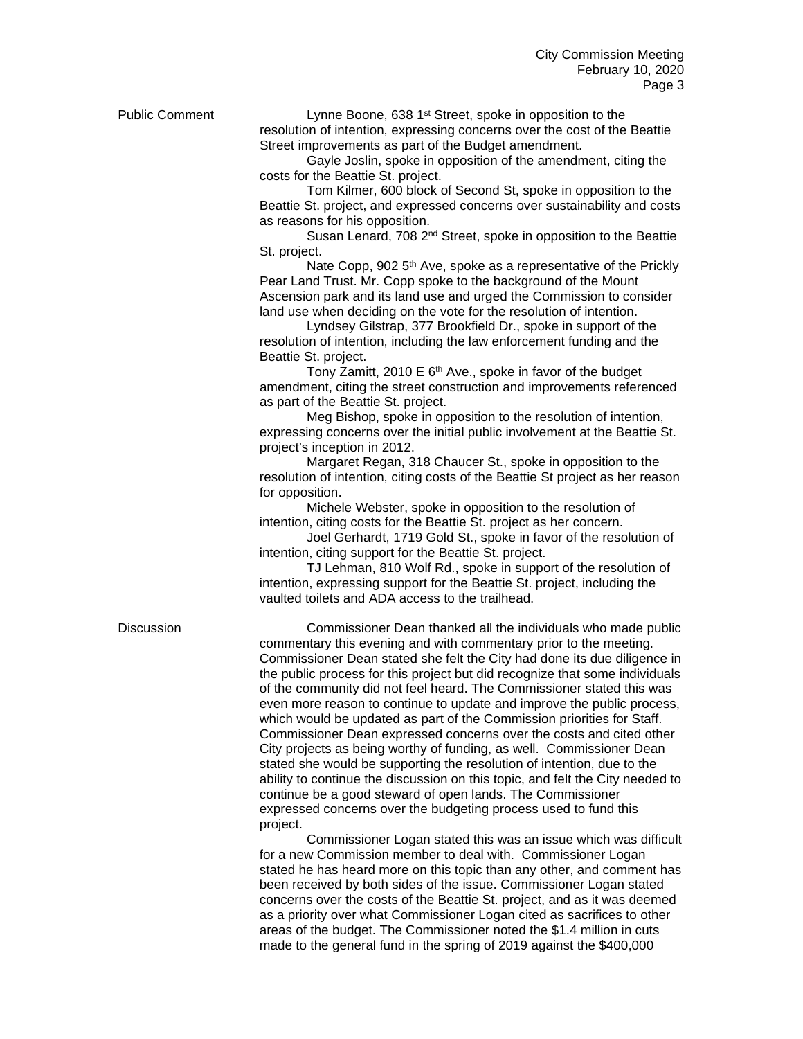**Public Comment**

Lynne Boone, 638 1st Street, spoke in opposition to the resolution of intention, expressing concerns over the cost of the Beattie Street improvements as part of the Budget amendment.

Gayle Joslin, spoke in opposition of the amendment, citing the costs for the Beattie St. project.

Tom Kilmer, 600 block of Second St, spoke in opposition to the Beattie St. project, and expressed concerns over sustainability and costs as reasons for his opposition.

Susan Lenard, 708 2nd Street, spoke in opposition to the Beattie St. project.

Nate Copp, 902 5th Ave, spoke as a representative of the Prickly Pear Land Trust. Mr. Copp spoke to the background of the Mount Ascension park and its land use and urged the Commission to consider land use when deciding on the vote for the resolution of intention.

Lyndsey Gilstrap, 377 Brookfield Dr., spoke in support of the resolution of intention, including the law enforcement funding and the Beattie St. project.

Tony Zamitt, 2010 E 6th Ave., spoke in favor of the budget amendment, citing the street construction and improvements referenced as part of the Beattie St. project.

Meg Bishop, spoke in opposition to the resolution of intention, expressing concerns over the initial public involvement at the Beattie St. project's inception in 2012.

Margaret Regan, 318 Chaucer St., spoke in opposition to the resolution of intention, citing costs of the Beattie St project as her reason for opposition.

Michele Webster, spoke in opposition to the resolution of intention, citing costs for the Beattie St. project as her concern.

Joel Gerhardt, 1719 Gold St., spoke in favor of the resolution of intention, citing support for the Beattie St. project.

TJ Lehman, 810 Wolf Rd., spoke in support of the resolution of intention, expressing support for the Beattie St. project, including the vaulted toilets and ADA access to the trailhead.

**Discussion**

Commissioner Dean thanked all the individuals who made public commentary this evening and with commentary prior to the meeting. Commissioner Dean stated she felt the City had done its due diligence in the public process for this project but did recognize that some individuals of the community did not feel heard. The Commissioner stated this was even more reason to continue to update and improve the public process, which would be updated as part of the Commission priorities for Staff. Commissioner Dean expressed concerns over the costs and cited other City projects as being worthy of funding, as well. Commissioner Dean stated she would be supporting the resolution of intention, due to the ability to continue the discussion on this topic, and felt the City needed to continue be a good steward of open lands. The Commissioner expressed concerns over the budgeting process used to fund this project.

Commissioner Logan stated this was an issue which was difficult for a new Commission member to deal with. Commissioner Logan stated he has heard more on this topic than any other, and comment has been received by both sides of the issue. Commissioner Logan stated concerns over the costs of the Beattie St. project, and as it was deemed as a priority over what Commissioner Logan cited as sacrifices to other areas of the budget. The Commissioner noted the $1.4 million in cuts made to the general fund in the spring of 2019 against the $400,000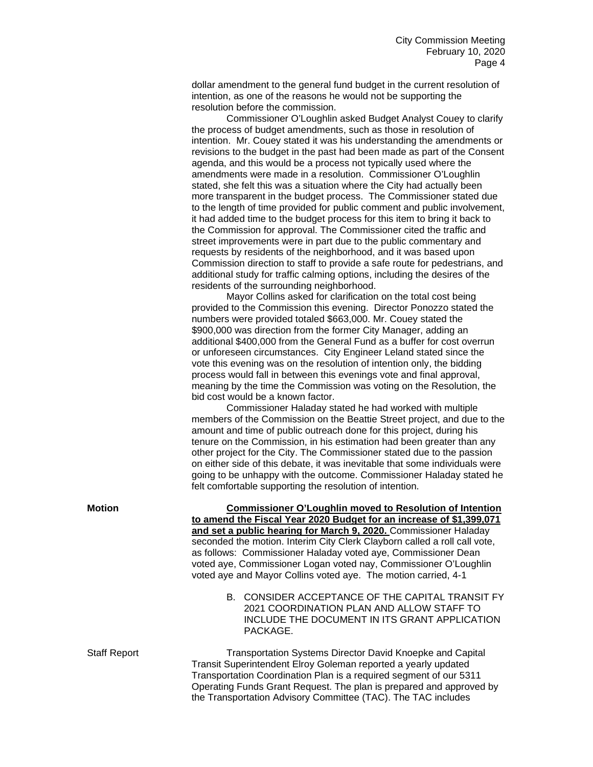dollar amendment to the general fund budget in the current resolution of intention, as one of the reasons he would not be supporting the resolution before the commission.

Commissioner O'Loughlin asked Budget Analyst Couey to clarify the process of budget amendments, such as those in resolution of intention. Mr. Couey stated it was his understanding the amendments or revisions to the budget in the past had been made as part of the Consent agenda, and this would be a process not typically used where the amendments were made in a resolution. Commissioner O'Loughlin stated, she felt this was a situation where the City had actually been more transparent in the budget process. The Commissioner stated due to the length of time provided for public comment and public involvement, it had added time to the budget process for this item to bring it back to the Commission for approval. The Commissioner cited the traffic and street improvements were in part due to the public commentary and requests by residents of the neighborhood, and it was based upon Commission direction to staff to provide a safe route for pedestrians, and additional study for traffic calming options, including the desires of the residents of the surrounding neighborhood.

Mayor Collins asked for clarification on the total cost being provided to the Commission this evening. Director Ponozzo stated the numbers were provided totaled $663,000. Mr. Couey stated the $900,000 was direction from the former City Manager, adding an additional $400,000 from the General Fund as a buffer for cost overrun or unforeseen circumstances. City Engineer Leland stated since the vote this evening was on the resolution of intention only, the bidding process would fall in between this evenings vote and final approval, meaning by the time the Commission was voting on the Resolution, the bid cost would be a known factor.

Commissioner Haladay stated he had worked with multiple members of the Commission on the Beattie Street project, and due to the amount and time of public outreach done for this project, during his tenure on the Commission, in his estimation had been greater than any other project for the City. The Commissioner stated due to the passion on either side of this debate, it was inevitable that some individuals were going to be unhappy with the outcome. Commissioner Haladay stated he felt comfortable supporting the resolution of intention.

**Motion**

**<u>Commissioner O'Loughlin moved to Resolution of Intention to amend the Fiscal Year 2020 Budget for an increase of $1,399,071 and set a public hearing for March 9, 2020.</u>** Commissioner Haladay seconded the motion. Interim City Clerk Clayborn called a roll call vote, as follows: Commissioner Haladay voted aye, Commissioner Dean voted aye, Commissioner Logan voted nay, Commissioner O'Loughlin voted aye and Mayor Collins voted aye. The motion carried, 4-1

B. CONSIDER ACCEPTANCE OF THE CAPITAL TRANSIT FY 2021 COORDINATION PLAN AND ALLOW STAFF TO INCLUDE THE DOCUMENT IN ITS GRANT APPLICATION PACKAGE.

Staff Report

Transportation Systems Director David Knoepke and Capital Transit Superintendent Elroy Goleman reported a yearly updated Transportation Coordination Plan is a required segment of our 5311 Operating Funds Grant Request. The plan is prepared and approved by the Transportation Advisory Committee (TAC). The TAC includes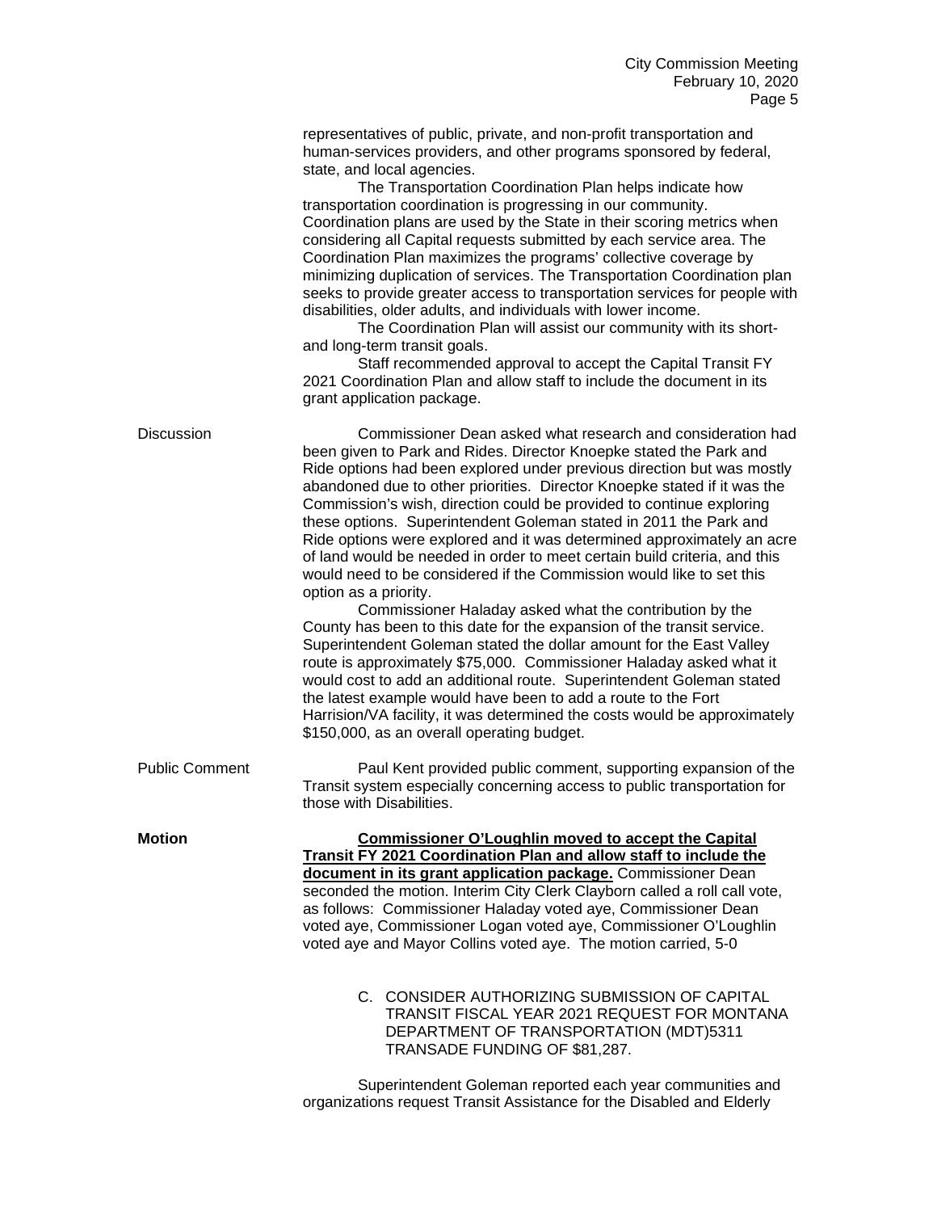representatives of public, private, and non-profit transportation and human-services providers, and other programs sponsored by federal, state, and local agencies.

The Transportation Coordination Plan helps indicate how transportation coordination is progressing in our community. Coordination plans are used by the State in their scoring metrics when considering all Capital requests submitted by each service area. The Coordination Plan maximizes the programs' collective coverage by minimizing duplication of services. The Transportation Coordination plan seeks to provide greater access to transportation services for people with disabilities, older adults, and individuals with lower income.

The Coordination Plan will assist our community with its short- and long-term transit goals.

Staff recommended approval to accept the Capital Transit FY 2021 Coordination Plan and allow staff to include the document in its grant application package.

Discussion

Commissioner Dean asked what research and consideration had been given to Park and Rides. Director Knoepke stated the Park and Ride options had been explored under previous direction but was mostly abandoned due to other priorities. Director Knoepke stated if it was the Commission's wish, direction could be provided to continue exploring these options. Superintendent Goleman stated in 2011 the Park and Ride options were explored and it was determined approximately an acre of land would be needed in order to meet certain build criteria, and this would need to be considered if the Commission would like to set this option as a priority.

Commissioner Haladay asked what the contribution by the County has been to this date for the expansion of the transit service. Superintendent Goleman stated the dollar amount for the East Valley route is approximately $75,000. Commissioner Haladay asked what it would cost to add an additional route. Superintendent Goleman stated the latest example would have been to add a route to the Fort Harrision/VA facility, it was determined the costs would be approximately $150,000, as an overall operating budget.

Public Comment

Paul Kent provided public comment, supporting expansion of the Transit system especially concerning access to public transportation for those with Disabilities.

**Motion**

**Commissioner O'Loughlin moved to accept the Capital Transit FY 2021 Coordination Plan and allow staff to include the document in its grant application package.** Commissioner Dean seconded the motion. Interim City Clerk Clayborn called a roll call vote, as follows: Commissioner Haladay voted aye, Commissioner Dean voted aye, Commissioner Logan voted aye, Commissioner O'Loughlin voted aye and Mayor Collins voted aye. The motion carried, 5-0

C. CONSIDER AUTHORIZING SUBMISSION OF CAPITAL TRANSIT FISCAL YEAR 2021 REQUEST FOR MONTANA DEPARTMENT OF TRANSPORTATION (MDT)5311 TRANSADE FUNDING OF $81,287.

Superintendent Goleman reported each year communities and organizations request Transit Assistance for the Disabled and Elderly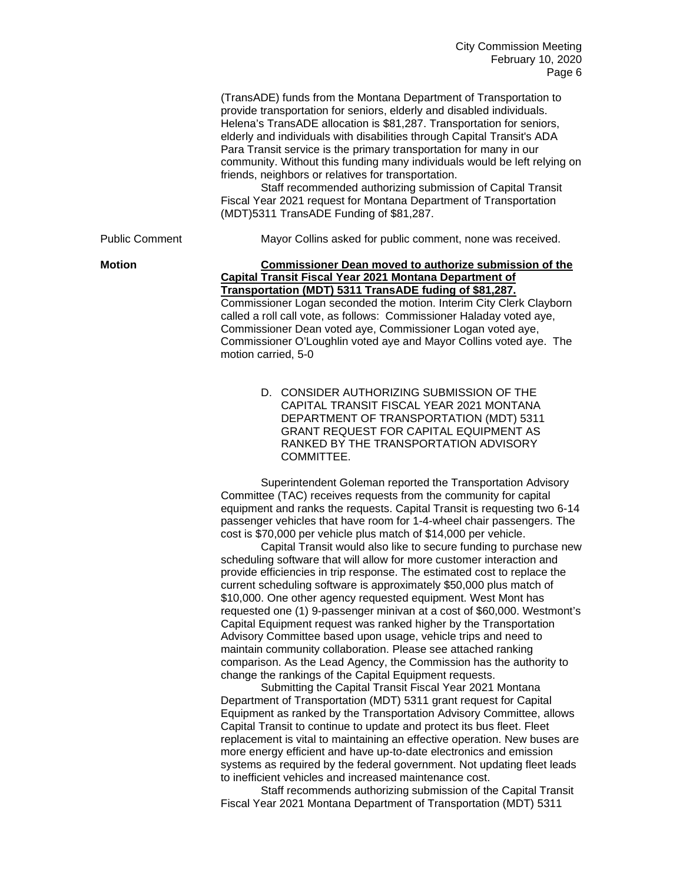(TransADE) funds from the Montana Department of Transportation to provide transportation for seniors, elderly and disabled individuals. Helena's TransADE allocation is $81,287. Transportation for seniors, elderly and individuals with disabilities through Capital Transit's ADA Para Transit service is the primary transportation for many in our community. Without this funding many individuals would be left relying on friends, neighbors or relatives for transportation.

Staff recommended authorizing submission of Capital Transit Fiscal Year 2021 request for Montana Department of Transportation (MDT)5311 TransADE Funding of $81,287.

Public Comment — Mayor Collins asked for public comment, none was received.

**Motion** — **Commissioner Dean moved to authorize submission of the Capital Transit Fiscal Year 2021 Montana Department of Transportation (MDT) 5311 TransADE fuding of $81,287.** Commissioner Logan seconded the motion. Interim City Clerk Clayborn called a roll call vote, as follows: Commissioner Haladay voted aye, Commissioner Dean voted aye, Commissioner Logan voted aye, Commissioner O'Loughlin voted aye and Mayor Collins voted aye. The motion carried, 5-0

D. CONSIDER AUTHORIZING SUBMISSION OF THE CAPITAL TRANSIT FISCAL YEAR 2021 MONTANA DEPARTMENT OF TRANSPORTATION (MDT) 5311 GRANT REQUEST FOR CAPITAL EQUIPMENT AS RANKED BY THE TRANSPORTATION ADVISORY COMMITTEE.

Superintendent Goleman reported the Transportation Advisory Committee (TAC) receives requests from the community for capital equipment and ranks the requests. Capital Transit is requesting two 6-14 passenger vehicles that have room for 1-4-wheel chair passengers. The cost is $70,000 per vehicle plus match of $14,000 per vehicle.

Capital Transit would also like to secure funding to purchase new scheduling software that will allow for more customer interaction and provide efficiencies in trip response. The estimated cost to replace the current scheduling software is approximately $50,000 plus match of $10,000. One other agency requested equipment. West Mont has requested one (1) 9-passenger minivan at a cost of $60,000. Westmont's Capital Equipment request was ranked higher by the Transportation Advisory Committee based upon usage, vehicle trips and need to maintain community collaboration. Please see attached ranking comparison. As the Lead Agency, the Commission has the authority to change the rankings of the Capital Equipment requests.

Submitting the Capital Transit Fiscal Year 2021 Montana Department of Transportation (MDT) 5311 grant request for Capital Equipment as ranked by the Transportation Advisory Committee, allows Capital Transit to continue to update and protect its bus fleet. Fleet replacement is vital to maintaining an effective operation. New buses are more energy efficient and have up-to-date electronics and emission systems as required by the federal government. Not updating fleet leads to inefficient vehicles and increased maintenance cost.

Staff recommends authorizing submission of the Capital Transit Fiscal Year 2021 Montana Department of Transportation (MDT) 5311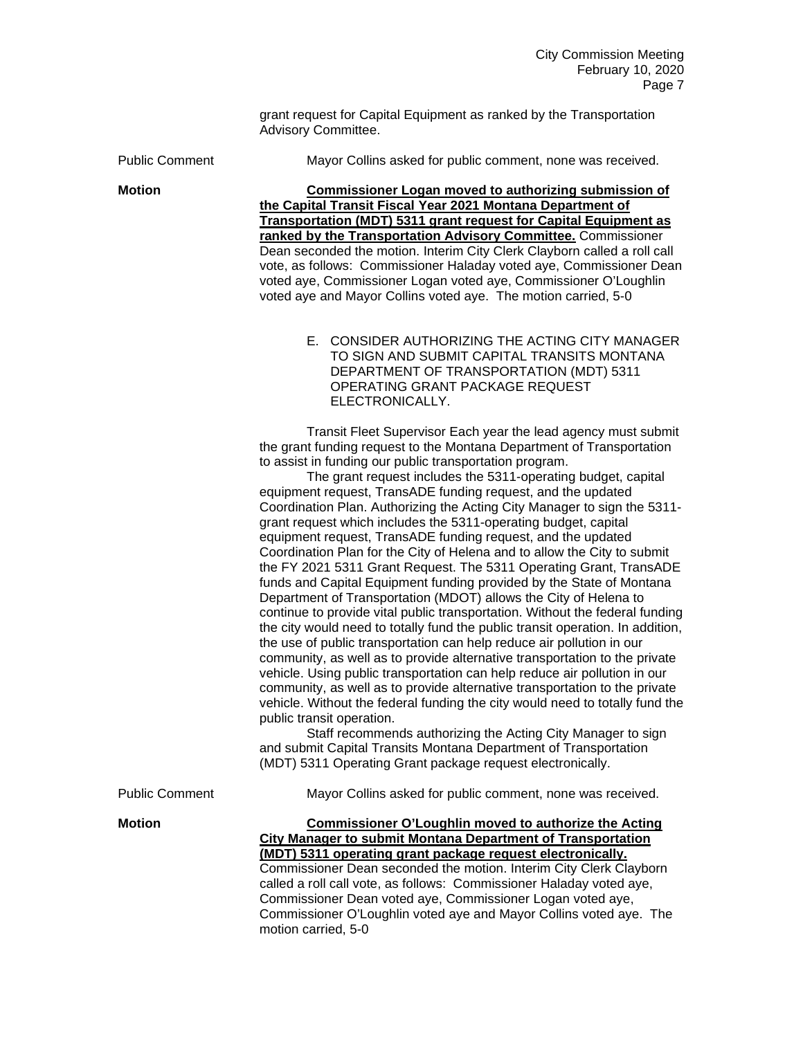grant request for Capital Equipment as ranked by the Transportation Advisory Committee.

Public Comment Mayor Collins asked for public comment, none was received.

**Motion** **Commissioner Logan moved to authorizing submission of the Capital Transit Fiscal Year 2021 Montana Department of Transportation (MDT) 5311 grant request for Capital Equipment as ranked by the Transportation Advisory Committee.** Commissioner Dean seconded the motion. Interim City Clerk Clayborn called a roll call vote, as follows: Commissioner Haladay voted aye, Commissioner Dean voted aye, Commissioner Logan voted aye, Commissioner O'Loughlin voted aye and Mayor Collins voted aye. The motion carried, 5-0

E. CONSIDER AUTHORIZING THE ACTING CITY MANAGER TO SIGN AND SUBMIT CAPITAL TRANSITS MONTANA DEPARTMENT OF TRANSPORTATION (MDT) 5311 OPERATING GRANT PACKAGE REQUEST ELECTRONICALLY.

Transit Fleet Supervisor Each year the lead agency must submit the grant funding request to the Montana Department of Transportation to assist in funding our public transportation program.

The grant request includes the 5311-operating budget, capital equipment request, TransADE funding request, and the updated Coordination Plan. Authorizing the Acting City Manager to sign the 5311-grant request which includes the 5311-operating budget, capital equipment request, TransADE funding request, and the updated Coordination Plan for the City of Helena and to allow the City to submit the FY 2021 5311 Grant Request. The 5311 Operating Grant, TransADE funds and Capital Equipment funding provided by the State of Montana Department of Transportation (MDOT) allows the City of Helena to continue to provide vital public transportation. Without the federal funding the city would need to totally fund the public transit operation. In addition, the use of public transportation can help reduce air pollution in our community, as well as to provide alternative transportation to the private vehicle. Using public transportation can help reduce air pollution in our community, as well as to provide alternative transportation to the private vehicle. Without the federal funding the city would need to totally fund the public transit operation.

Staff recommends authorizing the Acting City Manager to sign and submit Capital Transits Montana Department of Transportation (MDT) 5311 Operating Grant package request electronically.

Public Comment Mayor Collins asked for public comment, none was received.

**Motion** **Commissioner O'Loughlin moved to authorize the Acting City Manager to submit Montana Department of Transportation (MDT) 5311 operating grant package request electronically.** Commissioner Dean seconded the motion. Interim City Clerk Clayborn called a roll call vote, as follows: Commissioner Haladay voted aye, Commissioner Dean voted aye, Commissioner Logan voted aye, Commissioner O'Loughlin voted aye and Mayor Collins voted aye. The motion carried, 5-0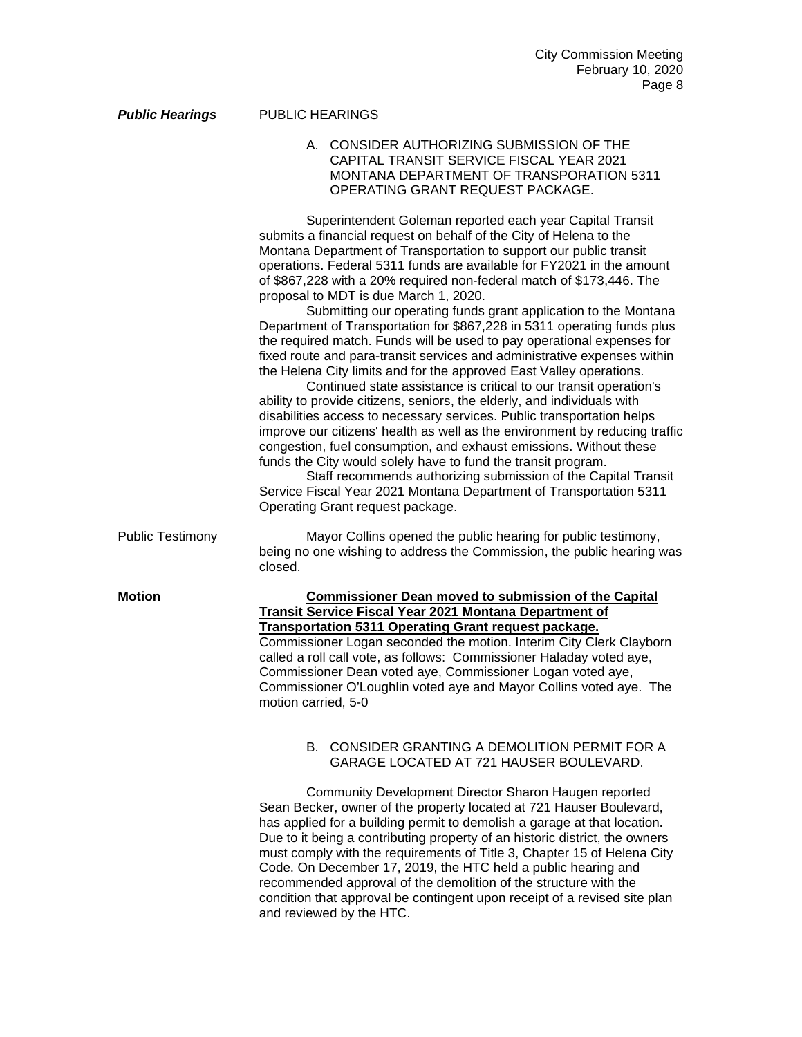***Public Hearings*** PUBLIC HEARINGS

A. CONSIDER AUTHORIZING SUBMISSION OF THE CAPITAL TRANSIT SERVICE FISCAL YEAR 2021 MONTANA DEPARTMENT OF TRANSPORATION 5311 OPERATING GRANT REQUEST PACKAGE.

Superintendent Goleman reported each year Capital Transit submits a financial request on behalf of the City of Helena to the Montana Department of Transportation to support our public transit operations. Federal 5311 funds are available for FY2021 in the amount of $867,228 with a 20% required non-federal match of $173,446. The proposal to MDT is due March 1, 2020.

Submitting our operating funds grant application to the Montana Department of Transportation for $867,228 in 5311 operating funds plus the required match. Funds will be used to pay operational expenses for fixed route and para-transit services and administrative expenses within the Helena City limits and for the approved East Valley operations.

Continued state assistance is critical to our transit operation's ability to provide citizens, seniors, the elderly, and individuals with disabilities access to necessary services. Public transportation helps improve our citizens' health as well as the environment by reducing traffic congestion, fuel consumption, and exhaust emissions. Without these funds the City would solely have to fund the transit program.

Staff recommends authorizing submission of the Capital Transit Service Fiscal Year 2021 Montana Department of Transportation 5311 Operating Grant request package.

Public Testimony

Mayor Collins opened the public hearing for public testimony, being no one wishing to address the Commission, the public hearing was closed.

**Motion**

**Commissioner Dean moved to submission of the Capital Transit Service Fiscal Year 2021 Montana Department of Transportation 5311 Operating Grant request package.** Commissioner Logan seconded the motion. Interim City Clerk Clayborn called a roll call vote, as follows: Commissioner Haladay voted aye, Commissioner Dean voted aye, Commissioner Logan voted aye, Commissioner O'Loughlin voted aye and Mayor Collins voted aye. The motion carried, 5-0

B. CONSIDER GRANTING A DEMOLITION PERMIT FOR A GARAGE LOCATED AT 721 HAUSER BOULEVARD.

Community Development Director Sharon Haugen reported Sean Becker, owner of the property located at 721 Hauser Boulevard, has applied for a building permit to demolish a garage at that location. Due to it being a contributing property of an historic district, the owners must comply with the requirements of Title 3, Chapter 15 of Helena City Code. On December 17, 2019, the HTC held a public hearing and recommended approval of the demolition of the structure with the condition that approval be contingent upon receipt of a revised site plan and reviewed by the HTC.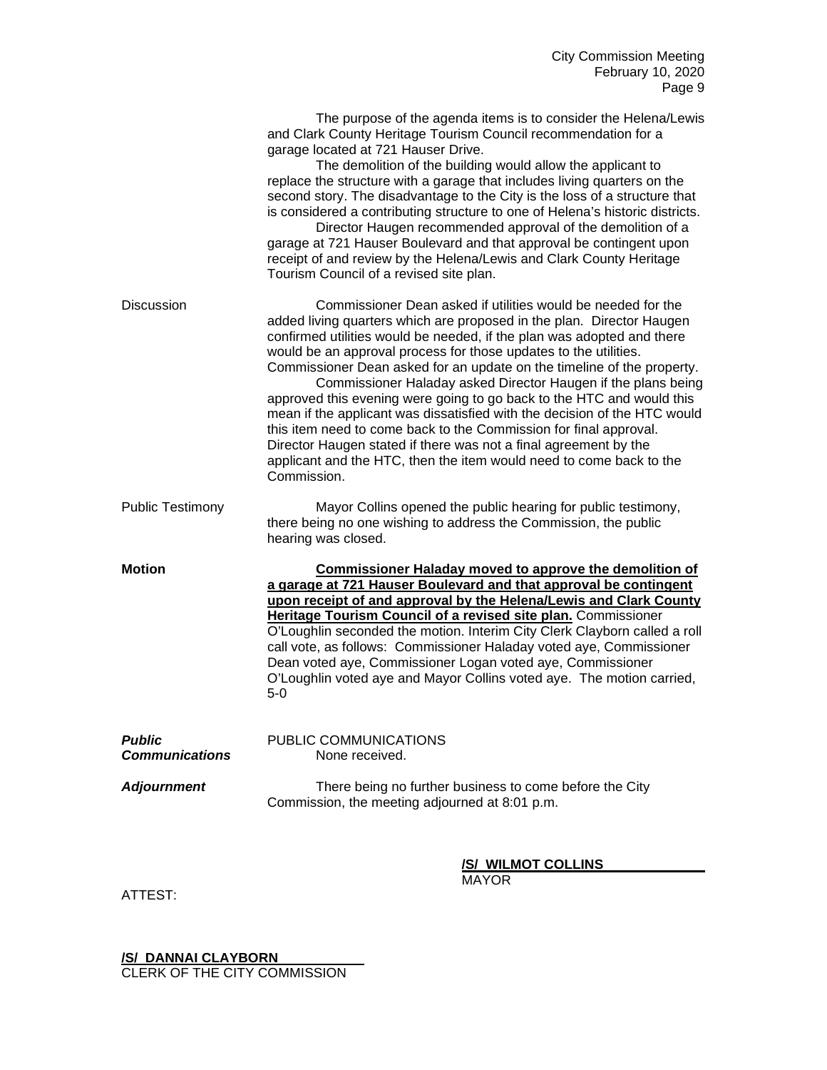The purpose of the agenda items is to consider the Helena/Lewis and Clark County Heritage Tourism Council recommendation for a garage located at 721 Hauser Drive.

The demolition of the building would allow the applicant to replace the structure with a garage that includes living quarters on the second story. The disadvantage to the City is the loss of a structure that is considered a contributing structure to one of Helena's historic districts.

Director Haugen recommended approval of the demolition of a garage at 721 Hauser Boulevard and that approval be contingent upon receipt of and review by the Helena/Lewis and Clark County Heritage Tourism Council of a revised site plan.

Discussion

Commissioner Dean asked if utilities would be needed for the added living quarters which are proposed in the plan. Director Haugen confirmed utilities would be needed, if the plan was adopted and there would be an approval process for those updates to the utilities. Commissioner Dean asked for an update on the timeline of the property.

Commissioner Haladay asked Director Haugen if the plans being approved this evening were going to go back to the HTC and would this mean if the applicant was dissatisfied with the decision of the HTC would this item need to come back to the Commission for final approval. Director Haugen stated if there was not a final agreement by the applicant and the HTC, then the item would need to come back to the Commission.

Public Testimony

Mayor Collins opened the public hearing for public testimony, there being no one wishing to address the Commission, the public hearing was closed.

**Motion**

**Commissioner Haladay moved to approve the demolition of a garage at 721 Hauser Boulevard and that approval be contingent upon receipt of and approval by the Helena/Lewis and Clark County Heritage Tourism Council of a revised site plan.** Commissioner O'Loughlin seconded the motion. Interim City Clerk Clayborn called a roll call vote, as follows: Commissioner Haladay voted aye, Commissioner Dean voted aye, Commissioner Logan voted aye, Commissioner O'Loughlin voted aye and Mayor Collins voted aye. The motion carried, 5-0

***Public Communications***

PUBLIC COMMUNICATIONS
None received.

***Adjournment***

There being no further business to come before the City Commission, the meeting adjourned at 8:01 p.m.

**/S/ WILMOT COLLINS**
MAYOR

ATTEST:

**/S/ DANNAI CLAYBORN**
CLERK OF THE CITY COMMISSION